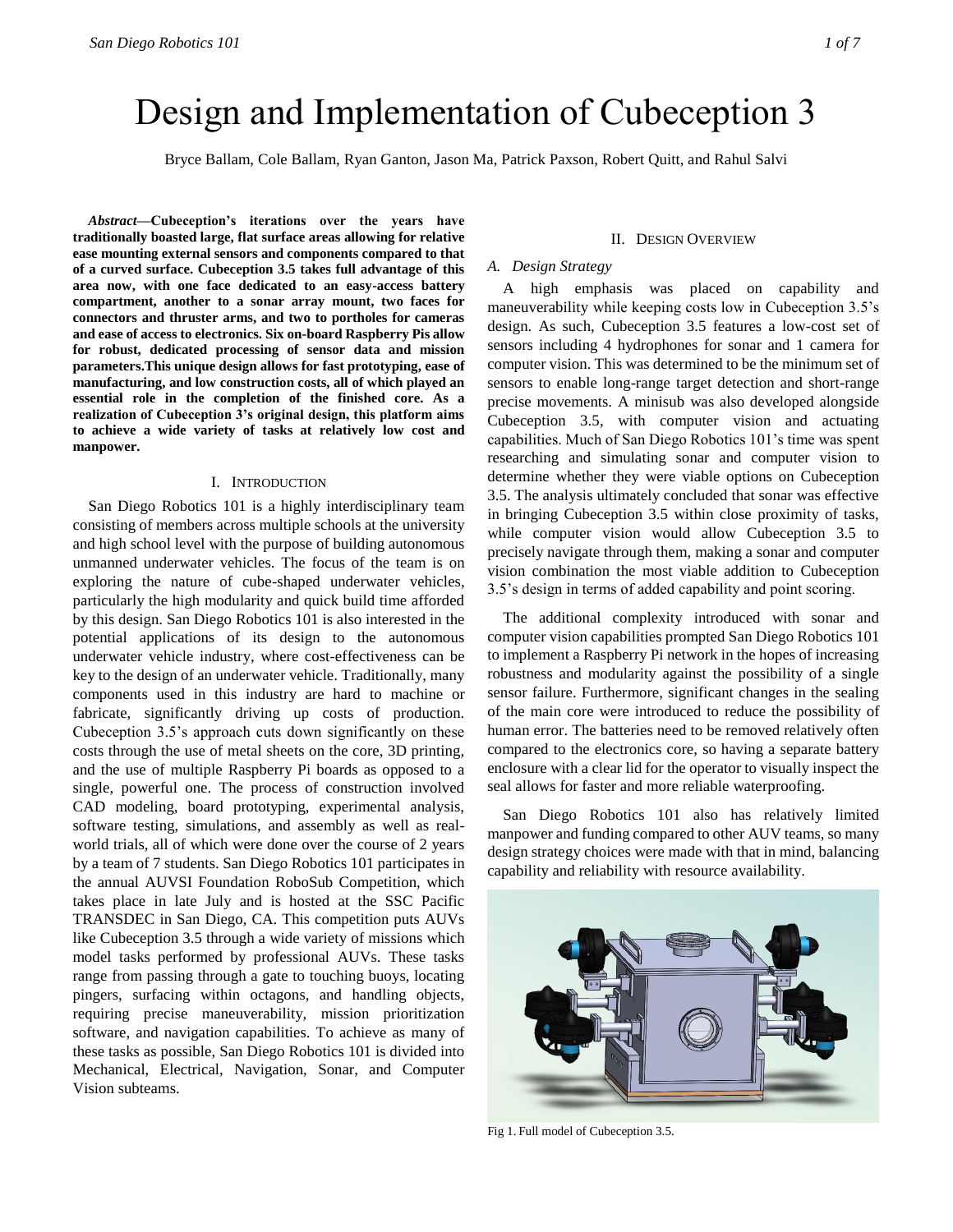# Design and Implementation of Cubeception 3

Bryce Ballam, Cole Ballam, Ryan Ganton, Jason Ma, Patrick Paxson, Robert Quitt, and Rahul Salvi

***Abstract*—Cubeception's iterations over the years have traditionally boasted large, flat surface areas allowing for relative ease mounting external sensors and components compared to that of a curved surface. Cubeception 3.5 takes full advantage of this area now, with one face dedicated to an easy-access battery compartment, another to a sonar array mount, two faces for connectors and thruster arms, and two to portholes for cameras and ease of access to electronics. Six on-board Raspberry Pis allow for robust, dedicated processing of sensor data and mission parameters.This unique design allows for fast prototyping, ease of manufacturing, and low construction costs, all of which played an essential role in the completion of the finished core. As a realization of Cubeception 3's original design, this platform aims to achieve a wide variety of tasks at relatively low cost and manpower.**

## I. Introduction

San Diego Robotics 101 is a highly interdisciplinary team consisting of members across multiple schools at the university and high school level with the purpose of building autonomous unmanned underwater vehicles. The focus of the team is on exploring the nature of cube-shaped underwater vehicles, particularly the high modularity and quick build time afforded by this design. San Diego Robotics 101 is also interested in the potential applications of its design to the autonomous underwater vehicle industry, where cost-effectiveness can be key to the design of an underwater vehicle. Traditionally, many components used in this industry are hard to machine or fabricate, significantly driving up costs of production. Cubeception 3.5's approach cuts down significantly on these costs through the use of metal sheets on the core, 3D printing, and the use of multiple Raspberry Pi boards as opposed to a single, powerful one. The process of construction involved CAD modeling, board prototyping, experimental analysis, software testing, simulations, and assembly as well as real-world trials, all of which were done over the course of 2 years by a team of 7 students. San Diego Robotics 101 participates in the annual AUVSI Foundation RoboSub Competition, which takes place in late July and is hosted at the SSC Pacific TRANSDEC in San Diego, CA. This competition puts AUVs like Cubeception 3.5 through a wide variety of missions which model tasks performed by professional AUVs. These tasks range from passing through a gate to touching buoys, locating pingers, surfacing within octagons, and handling objects, requiring precise maneuverability, mission prioritization software, and navigation capabilities. To achieve as many of these tasks as possible, San Diego Robotics 101 is divided into Mechanical, Electrical, Navigation, Sonar, and Computer Vision subteams.

## II. Design Overview

### *A. Design Strategy*

A high emphasis was placed on capability and maneuverability while keeping costs low in Cubeception 3.5's design. As such, Cubeception 3.5 features a low-cost set of sensors including 4 hydrophones for sonar and 1 camera for computer vision. This was determined to be the minimum set of sensors to enable long-range target detection and short-range precise movements. A minisub was also developed alongside Cubeception 3.5, with computer vision and actuating capabilities. Much of San Diego Robotics 101's time was spent researching and simulating sonar and computer vision to determine whether they were viable options on Cubeception 3.5. The analysis ultimately concluded that sonar was effective in bringing Cubeception 3.5 within close proximity of tasks, while computer vision would allow Cubeception 3.5 to precisely navigate through them, making a sonar and computer vision combination the most viable addition to Cubeception 3.5's design in terms of added capability and point scoring.

The additional complexity introduced with sonar and computer vision capabilities prompted San Diego Robotics 101 to implement a Raspberry Pi network in the hopes of increasing robustness and modularity against the possibility of a single sensor failure. Furthermore, significant changes in the sealing of the main core were introduced to reduce the possibility of human error. The batteries need to be removed relatively often compared to the electronics core, so having a separate battery enclosure with a clear lid for the operator to visually inspect the seal allows for faster and more reliable waterproofing.

San Diego Robotics 101 also has relatively limited manpower and funding compared to other AUV teams, so many design strategy choices were made with that in mind, balancing capability and reliability with resource availability.

Fig 1. Full model of Cubeception 3.5.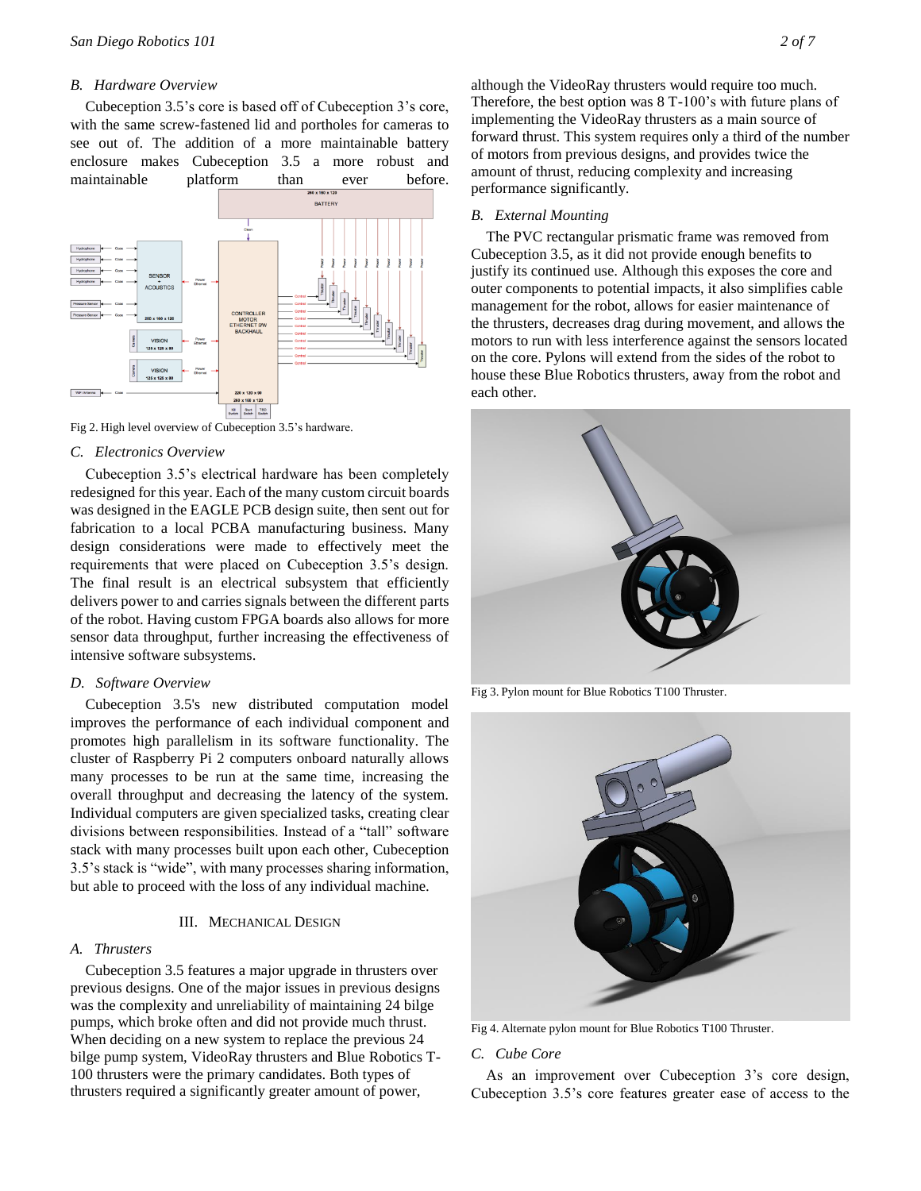### B. Hardware Overview

Cubeception 3.5's core is based off of Cubeception 3's core, with the same screw-fastened lid and portholes for cameras to see out of. The addition of a more maintainable battery enclosure makes Cubeception 3.5 a more robust and maintainable platform than ever before.

Fig 2. High level overview of Cubeception 3.5's hardware.

### C. Electronics Overview

Cubeception 3.5's electrical hardware has been completely redesigned for this year. Each of the many custom circuit boards was designed in the EAGLE PCB design suite, then sent out for fabrication to a local PCBA manufacturing business. Many design considerations were made to effectively meet the requirements that were placed on Cubeception 3.5's design. The final result is an electrical subsystem that efficiently delivers power to and carries signals between the different parts of the robot. Having custom FPGA boards also allows for more sensor data throughput, further increasing the effectiveness of intensive software subsystems.

### D. Software Overview

Cubeception 3.5's new distributed computation model improves the performance of each individual component and promotes high parallelism in its software functionality. The cluster of Raspberry Pi 2 computers onboard naturally allows many processes to be run at the same time, increasing the overall throughput and decreasing the latency of the system. Individual computers are given specialized tasks, creating clear divisions between responsibilities. Instead of a "tall" software stack with many processes built upon each other, Cubeception 3.5's stack is "wide", with many processes sharing information, but able to proceed with the loss of any individual machine.

## III. Mechanical Design

### A. Thrusters

Cubeception 3.5 features a major upgrade in thrusters over previous designs. One of the major issues in previous designs was the complexity and unreliability of maintaining 24 bilge pumps, which broke often and did not provide much thrust. When deciding on a new system to replace the previous 24 bilge pump system, VideoRay thrusters and Blue Robotics T-100 thrusters were the primary candidates. Both types of thrusters required a significantly greater amount of power, although the VideoRay thrusters would require too much. Therefore, the best option was 8 T-100's with future plans of implementing the VideoRay thrusters as a main source of forward thrust. This system requires only a third of the number of motors from previous designs, and provides twice the amount of thrust, reducing complexity and increasing performance significantly.

### B. External Mounting

The PVC rectangular prismatic frame was removed from Cubeception 3.5, as it did not provide enough benefits to justify its continued use. Although this exposes the core and outer components to potential impacts, it also simplifies cable management for the robot, allows for easier maintenance of the thrusters, decreases drag during movement, and allows the motors to run with less interference against the sensors located on the core. Pylons will extend from the sides of the robot to house these Blue Robotics thrusters, away from the robot and each other.

Fig 3. Pylon mount for Blue Robotics T100 Thruster.

Fig 4. Alternate pylon mount for Blue Robotics T100 Thruster.

### C. Cube Core

As an improvement over Cubeception 3's core design, Cubeception 3.5's core features greater ease of access to the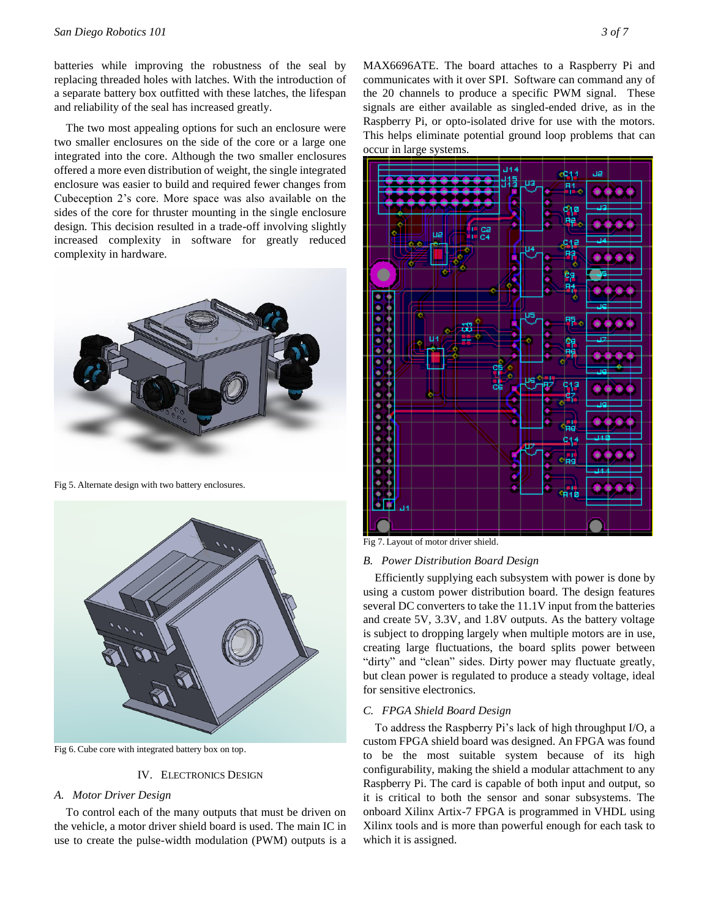batteries while improving the robustness of the seal by replacing threaded holes with latches. With the introduction of a separate battery box outfitted with these latches, the lifespan and reliability of the seal has increased greatly.

The two most appealing options for such an enclosure were two smaller enclosures on the side of the core or a large one integrated into the core. Although the two smaller enclosures offered a more even distribution of weight, the single integrated enclosure was easier to build and required fewer changes from Cubeception 2's core. More space was also available on the sides of the core for thruster mounting in the single enclosure design. This decision resulted in a trade-off involving slightly increased complexity in software for greatly reduced complexity in hardware.

Fig 5. Alternate design with two battery enclosures.

Fig 6. Cube core with integrated battery box on top.

## IV. Electronics Design

### A. Motor Driver Design

To control each of the many outputs that must be driven on the vehicle, a motor driver shield board is used. The main IC in use to create the pulse-width modulation (PWM) outputs is a MAX6696ATE. The board attaches to a Raspberry Pi and communicates with it over SPI. Software can command any of the 20 channels to produce a specific PWM signal. These signals are either available as singled-ended drive, as in the Raspberry Pi, or opto-isolated drive for use with the motors. This helps eliminate potential ground loop problems that can occur in large systems.

Fig 7. Layout of motor driver shield.

### B. Power Distribution Board Design

Efficiently supplying each subsystem with power is done by using a custom power distribution board. The design features several DC converters to take the 11.1V input from the batteries and create 5V, 3.3V, and 1.8V outputs. As the battery voltage is subject to dropping largely when multiple motors are in use, creating large fluctuations, the board splits power between "dirty" and "clean" sides. Dirty power may fluctuate greatly, but clean power is regulated to produce a steady voltage, ideal for sensitive electronics.

### C. FPGA Shield Board Design

To address the Raspberry Pi's lack of high throughput I/O, a custom FPGA shield board was designed. An FPGA was found to be the most suitable system because of its high configurability, making the shield a modular attachment to any Raspberry Pi. The card is capable of both input and output, so it is critical to both the sensor and sonar subsystems. The onboard Xilinx Artix-7 FPGA is programmed in VHDL using Xilinx tools and is more than powerful enough for each task to which it is assigned.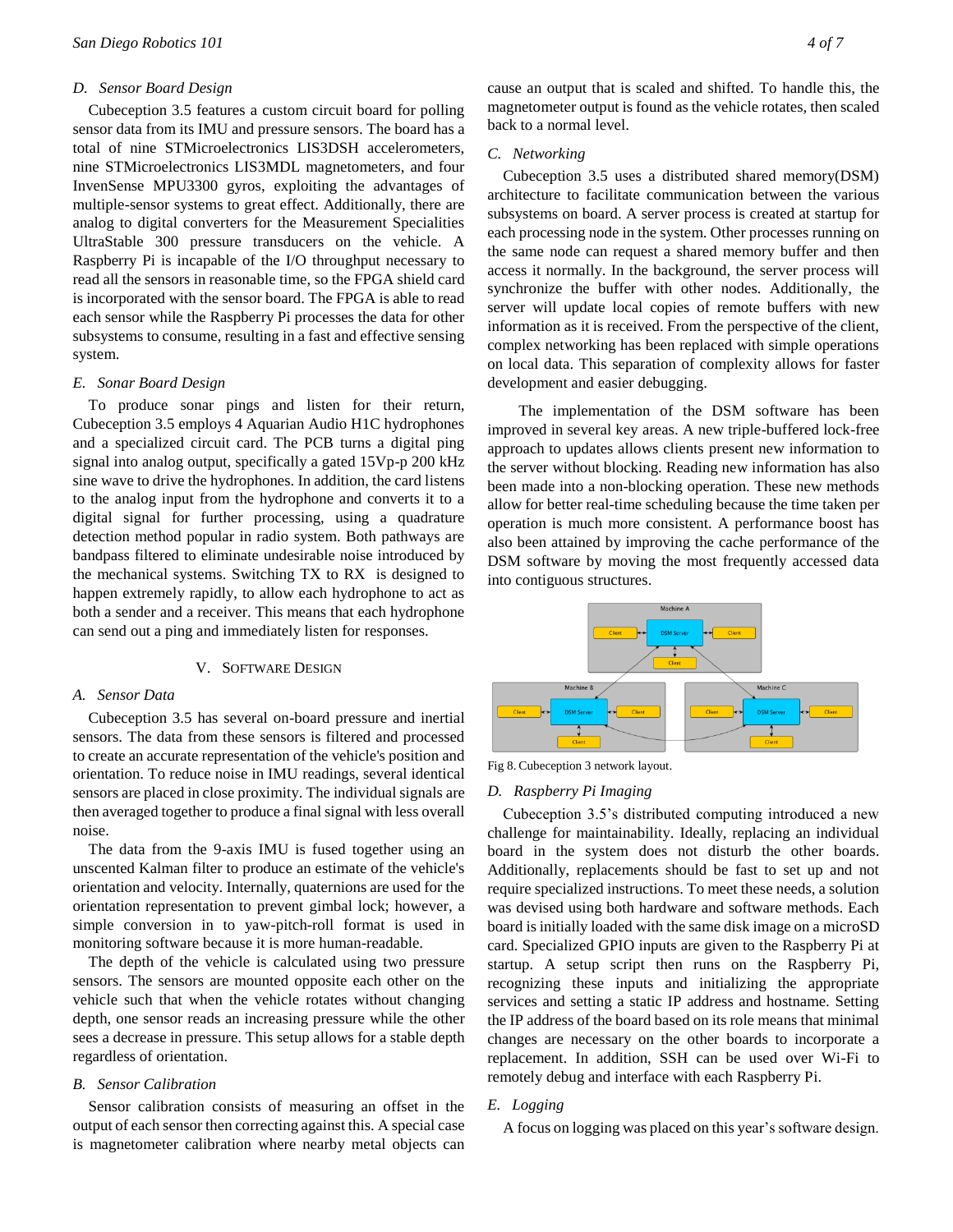### D. Sensor Board Design

Cubeception 3.5 features a custom circuit board for polling sensor data from its IMU and pressure sensors. The board has a total of nine STMicroelectronics LIS3DSH accelerometers, nine STMicroelectronics LIS3MDL magnetometers, and four InvenSense MPU3300 gyros, exploiting the advantages of multiple-sensor systems to great effect. Additionally, there are analog to digital converters for the Measurement Specialities UltraStable 300 pressure transducers on the vehicle. A Raspberry Pi is incapable of the I/O throughput necessary to read all the sensors in reasonable time, so the FPGA shield card is incorporated with the sensor board. The FPGA is able to read each sensor while the Raspberry Pi processes the data for other subsystems to consume, resulting in a fast and effective sensing system.

### E. Sonar Board Design

To produce sonar pings and listen for their return, Cubeception 3.5 employs 4 Aquarian Audio H1C hydrophones and a specialized circuit card. The PCB turns a digital ping signal into analog output, specifically a gated 15Vp-p 200 kHz sine wave to drive the hydrophones. In addition, the card listens to the analog input from the hydrophone and converts it to a digital signal for further processing, using a quadrature detection method popular in radio system. Both pathways are bandpass filtered to eliminate undesirable noise introduced by the mechanical systems. Switching TX to RX is designed to happen extremely rapidly, to allow each hydrophone to act as both a sender and a receiver. This means that each hydrophone can send out a ping and immediately listen for responses.

## V. Software Design

### A. Sensor Data

Cubeception 3.5 has several on-board pressure and inertial sensors. The data from these sensors is filtered and processed to create an accurate representation of the vehicle's position and orientation. To reduce noise in IMU readings, several identical sensors are placed in close proximity. The individual signals are then averaged together to produce a final signal with less overall noise.

The data from the 9-axis IMU is fused together using an unscented Kalman filter to produce an estimate of the vehicle's orientation and velocity. Internally, quaternions are used for the orientation representation to prevent gimbal lock; however, a simple conversion in to yaw-pitch-roll format is used in monitoring software because it is more human-readable.

The depth of the vehicle is calculated using two pressure sensors. The sensors are mounted opposite each other on the vehicle such that when the vehicle rotates without changing depth, one sensor reads an increasing pressure while the other sees a decrease in pressure. This setup allows for a stable depth regardless of orientation.

### B. Sensor Calibration

Sensor calibration consists of measuring an offset in the output of each sensor then correcting against this. A special case is magnetometer calibration where nearby metal objects can cause an output that is scaled and shifted. To handle this, the magnetometer output is found as the vehicle rotates, then scaled back to a normal level.

### C. Networking

Cubeception 3.5 uses a distributed shared memory(DSM) architecture to facilitate communication between the various subsystems on board. A server process is created at startup for each processing node in the system. Other processes running on the same node can request a shared memory buffer and then access it normally. In the background, the server process will synchronize the buffer with other nodes. Additionally, the server will update local copies of remote buffers with new information as it is received. From the perspective of the client, complex networking has been replaced with simple operations on local data. This separation of complexity allows for faster development and easier debugging.

The implementation of the DSM software has been improved in several key areas. A new triple-buffered lock-free approach to updates allows clients present new information to the server without blocking. Reading new information has also been made into a non-blocking operation. These new methods allow for better real-time scheduling because the time taken per operation is much more consistent. A performance boost has also been attained by improving the cache performance of the DSM software by moving the most frequently accessed data into contiguous structures.

Fig 8. Cubeception 3 network layout.

### D. Raspberry Pi Imaging

Cubeception 3.5's distributed computing introduced a new challenge for maintainability. Ideally, replacing an individual board in the system does not disturb the other boards. Additionally, replacements should be fast to set up and not require specialized instructions. To meet these needs, a solution was devised using both hardware and software methods. Each board is initially loaded with the same disk image on a microSD card. Specialized GPIO inputs are given to the Raspberry Pi at startup. A setup script then runs on the Raspberry Pi, recognizing these inputs and initializing the appropriate services and setting a static IP address and hostname. Setting the IP address of the board based on its role means that minimal changes are necessary on the other boards to incorporate a replacement. In addition, SSH can be used over Wi-Fi to remotely debug and interface with each Raspberry Pi.

### E. Logging

A focus on logging was placed on this year's software design.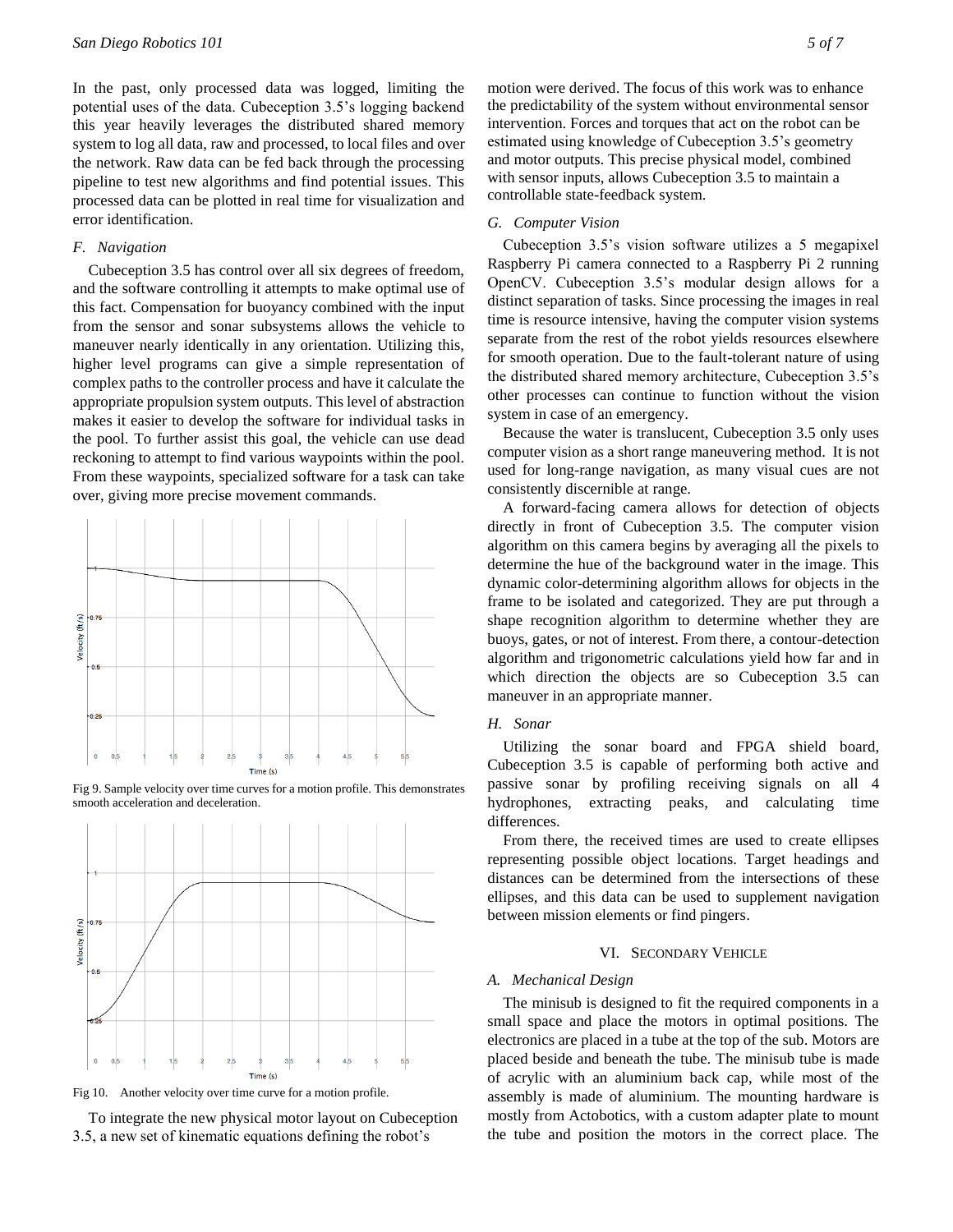In the past, only processed data was logged, limiting the potential uses of the data. Cubeception 3.5's logging backend this year heavily leverages the distributed shared memory system to log all data, raw and processed, to local files and over the network. Raw data can be fed back through the processing pipeline to test new algorithms and find potential issues. This processed data can be plotted in real time for visualization and error identification.

### *F. Navigation*

Cubeception 3.5 has control over all six degrees of freedom, and the software controlling it attempts to make optimal use of this fact. Compensation for buoyancy combined with the input from the sensor and sonar subsystems allows the vehicle to maneuver nearly identically in any orientation. Utilizing this, higher level programs can give a simple representation of complex paths to the controller process and have it calculate the appropriate propulsion system outputs. This level of abstraction makes it easier to develop the software for individual tasks in the pool. To further assist this goal, the vehicle can use dead reckoning to attempt to find various waypoints within the pool. From these waypoints, specialized software for a task can take over, giving more precise movement commands.

Fig 9. Sample velocity over time curves for a motion profile. This demonstrates smooth acceleration and deceleration.

Fig 10. Another velocity over time curve for a motion profile.

To integrate the new physical motor layout on Cubeception 3.5, a new set of kinematic equations defining the robot's motion were derived. The focus of this work was to enhance the predictability of the system without environmental sensor intervention. Forces and torques that act on the robot can be estimated using knowledge of Cubeception 3.5's geometry and motor outputs. This precise physical model, combined with sensor inputs, allows Cubeception 3.5 to maintain a controllable state-feedback system.

### *G. Computer Vision*

Cubeception 3.5's vision software utilizes a 5 megapixel Raspberry Pi camera connected to a Raspberry Pi 2 running OpenCV. Cubeception 3.5's modular design allows for a distinct separation of tasks. Since processing the images in real time is resource intensive, having the computer vision systems separate from the rest of the robot yields resources elsewhere for smooth operation. Due to the fault-tolerant nature of using the distributed shared memory architecture, Cubeception 3.5's other processes can continue to function without the vision system in case of an emergency.

Because the water is translucent, Cubeception 3.5 only uses computer vision as a short range maneuvering method. It is not used for long-range navigation, as many visual cues are not consistently discernible at range.

A forward-facing camera allows for detection of objects directly in front of Cubeception 3.5. The computer vision algorithm on this camera begins by averaging all the pixels to determine the hue of the background water in the image. This dynamic color-determining algorithm allows for objects in the frame to be isolated and categorized. They are put through a shape recognition algorithm to determine whether they are buoys, gates, or not of interest. From there, a contour-detection algorithm and trigonometric calculations yield how far and in which direction the objects are so Cubeception 3.5 can maneuver in an appropriate manner.

### *H. Sonar*

Utilizing the sonar board and FPGA shield board, Cubeception 3.5 is capable of performing both active and passive sonar by profiling receiving signals on all 4 hydrophones, extracting peaks, and calculating time differences.

From there, the received times are used to create ellipses representing possible object locations. Target headings and distances can be determined from the intersections of these ellipses, and this data can be used to supplement navigation between mission elements or find pingers.

## VI. Secondary Vehicle

### *A. Mechanical Design*

The minisub is designed to fit the required components in a small space and place the motors in optimal positions. The electronics are placed in a tube at the top of the sub. Motors are placed beside and beneath the tube. The minisub tube is made of acrylic with an aluminium back cap, while most of the assembly is made of aluminium. The mounting hardware is mostly from Actobotics, with a custom adapter plate to mount the tube and position the motors in the correct place. The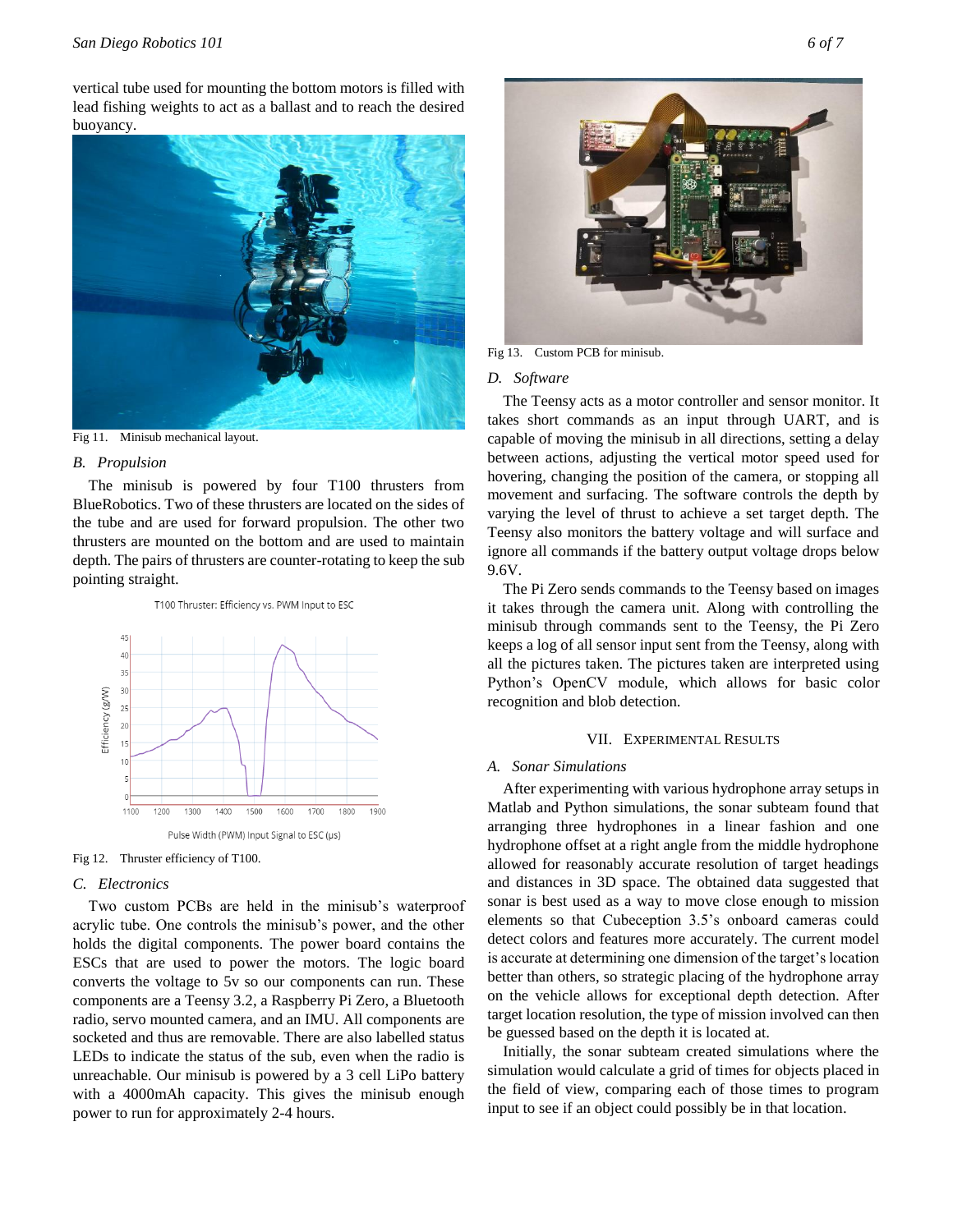vertical tube used for mounting the bottom motors is filled with lead fishing weights to act as a ballast and to reach the desired buoyancy.

Fig 11. Minisub mechanical layout.

### B. Propulsion

The minisub is powered by four T100 thrusters from BlueRobotics. Two of these thrusters are located on the sides of the tube and are used for forward propulsion. The other two thrusters are mounted on the bottom and are used to maintain depth. The pairs of thrusters are counter-rotating to keep the sub pointing straight.

Fig 12. Thruster efficiency of T100.

### C. Electronics

Two custom PCBs are held in the minisub's waterproof acrylic tube. One controls the minisub's power, and the other holds the digital components. The power board contains the ESCs that are used to power the motors. The logic board converts the voltage to 5v so our components can run. These components are a Teensy 3.2, a Raspberry Pi Zero, a Bluetooth radio, servo mounted camera, and an IMU. All components are socketed and thus are removable. There are also labelled status LEDs to indicate the status of the sub, even when the radio is unreachable. Our minisub is powered by a 3 cell LiPo battery with a 4000mAh capacity. This gives the minisub enough power to run for approximately 2-4 hours.

Fig 13. Custom PCB for minisub.

### D. Software

The Teensy acts as a motor controller and sensor monitor. It takes short commands as an input through UART, and is capable of moving the minisub in all directions, setting a delay between actions, adjusting the vertical motor speed used for hovering, changing the position of the camera, or stopping all movement and surfacing. The software controls the depth by varying the level of thrust to achieve a set target depth. The Teensy also monitors the battery voltage and will surface and ignore all commands if the battery output voltage drops below 9.6V.

The Pi Zero sends commands to the Teensy based on images it takes through the camera unit. Along with controlling the minisub through commands sent to the Teensy, the Pi Zero keeps a log of all sensor input sent from the Teensy, along with all the pictures taken. The pictures taken are interpreted using Python's OpenCV module, which allows for basic color recognition and blob detection.

## VII. Experimental Results

### A. Sonar Simulations

After experimenting with various hydrophone array setups in Matlab and Python simulations, the sonar subteam found that arranging three hydrophones in a linear fashion and one hydrophone offset at a right angle from the middle hydrophone allowed for reasonably accurate resolution of target headings and distances in 3D space. The obtained data suggested that sonar is best used as a way to move close enough to mission elements so that Cubeception 3.5's onboard cameras could detect colors and features more accurately. The current model is accurate at determining one dimension of the target's location better than others, so strategic placing of the hydrophone array on the vehicle allows for exceptional depth detection. After target location resolution, the type of mission involved can then be guessed based on the depth it is located at.

Initially, the sonar subteam created simulations where the simulation would calculate a grid of times for objects placed in the field of view, comparing each of those times to program input to see if an object could possibly be in that location.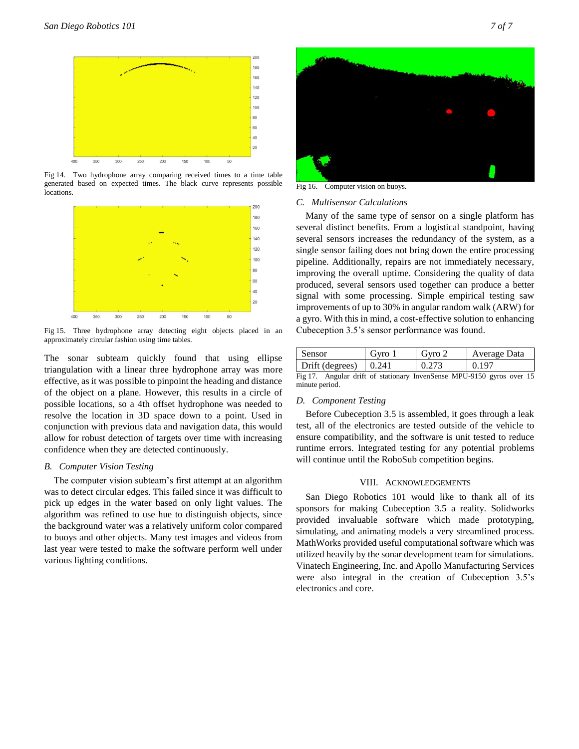200
180
160
140
120
100
80
60
40
20
400 350 300 250 200 150 100 50

Fig 14. Two hydrophone array comparing received times to a time table generated based on expected times. The black curve represents possible locations.

200
180
160
140
120
100
80
60
40
20
400 350 300 250 200 150 100 50

Fig 15. Three hydrophone array detecting eight objects placed in an approximately circular fashion using time tables.

The sonar subteam quickly found that using ellipse triangulation with a linear three hydrophone array was more effective, as it was possible to pinpoint the heading and distance of the object on a plane. However, this results in a circle of possible locations, so a 4th offset hydrophone was needed to resolve the location in 3D space down to a point. Used in conjunction with previous data and navigation data, this would allow for robust detection of targets over time with increasing confidence when they are detected continuously.

### B. Computer Vision Testing

The computer vision subteam's first attempt at an algorithm was to detect circular edges. This failed since it was difficult to pick up edges in the water based on only light values. The algorithm was refined to use hue to distinguish objects, since the background water was a relatively uniform color compared to buoys and other objects. Many test images and videos from last year were tested to make the software perform well under various lighting conditions.

Fig 16. Computer vision on buoys.

### C. Multisensor Calculations

Many of the same type of sensor on a single platform has several distinct benefits. From a logistical standpoint, having several sensors increases the redundancy of the system, as a single sensor failing does not bring down the entire processing pipeline. Additionally, repairs are not immediately necessary, improving the overall uptime. Considering the quality of data produced, several sensors used together can produce a better signal with some processing. Simple empirical testing saw improvements of up to 30% in angular random walk (ARW) for a gyro. With this in mind, a cost-effective solution to enhancing Cubeception 3.5's sensor performance was found.

| Sensor | Gyro 1 | Gyro 2 | Average Data |
|---|---|---|---|
| Drift (degrees) | 0.241 | 0.273 | 0.197 |

Fig 17. Angular drift of stationary InvenSense MPU-9150 gyros over 15 minute period.

### D. Component Testing

Before Cubeception 3.5 is assembled, it goes through a leak test, all of the electronics are tested outside of the vehicle to ensure compatibility, and the software is unit tested to reduce runtime errors. Integrated testing for any potential problems will continue until the RoboSub competition begins.

## VIII. Acknowledgements

San Diego Robotics 101 would like to thank all of its sponsors for making Cubeception 3.5 a reality. Solidworks provided invaluable software which made prototyping, simulating, and animating models a very streamlined process. MathWorks provided useful computational software which was utilized heavily by the sonar development team for simulations. Vinatech Engineering, Inc. and Apollo Manufacturing Services were also integral in the creation of Cubeception 3.5's electronics and core.